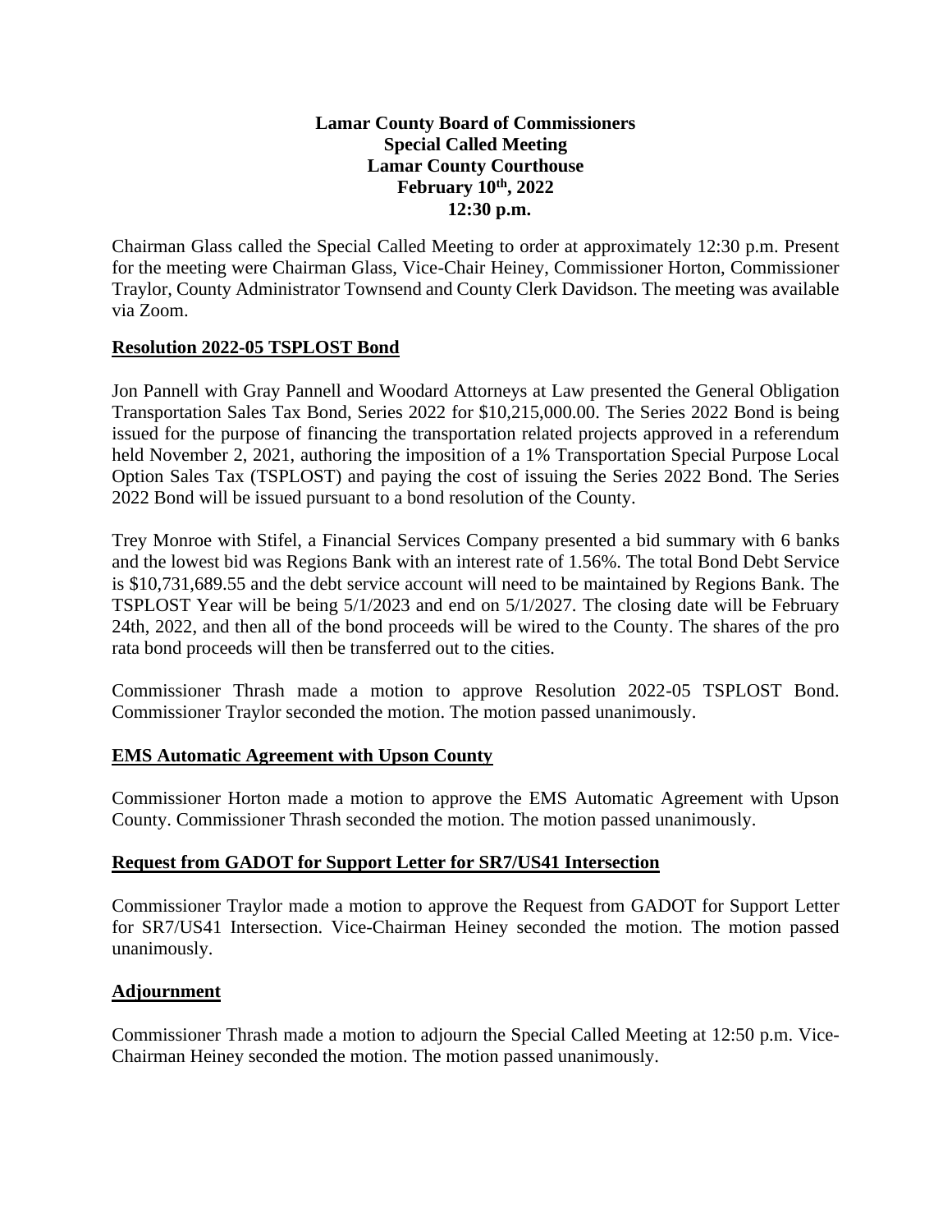**Lamar County Board of Commissioners**
**Special Called Meeting**
**Lamar County Courthouse**
**February 10th, 2022**
**12:30 p.m.**

Chairman Glass called the Special Called Meeting to order at approximately 12:30 p.m. Present for the meeting were Chairman Glass, Vice-Chair Heiney, Commissioner Horton, Commissioner Traylor, County Administrator Townsend and County Clerk Davidson. The meeting was available via Zoom.

## Resolution 2022-05 TSPLOST Bond

Jon Pannell with Gray Pannell and Woodard Attorneys at Law presented the General Obligation Transportation Sales Tax Bond, Series 2022 for $10,215,000.00. The Series 2022 Bond is being issued for the purpose of financing the transportation related projects approved in a referendum held November 2, 2021, authoring the imposition of a 1% Transportation Special Purpose Local Option Sales Tax (TSPLOST) and paying the cost of issuing the Series 2022 Bond. The Series 2022 Bond will be issued pursuant to a bond resolution of the County.

Trey Monroe with Stifel, a Financial Services Company presented a bid summary with 6 banks and the lowest bid was Regions Bank with an interest rate of 1.56%. The total Bond Debt Service is $10,731,689.55 and the debt service account will need to be maintained by Regions Bank. The TSPLOST Year will be being 5/1/2023 and end on 5/1/2027. The closing date will be February 24th, 2022, and then all of the bond proceeds will be wired to the County. The shares of the pro rata bond proceeds will then be transferred out to the cities.

Commissioner Thrash made a motion to approve Resolution 2022-05 TSPLOST Bond. Commissioner Traylor seconded the motion. The motion passed unanimously.

## EMS Automatic Agreement with Upson County

Commissioner Horton made a motion to approve the EMS Automatic Agreement with Upson County. Commissioner Thrash seconded the motion. The motion passed unanimously.

## Request from GADOT for Support Letter for SR7/US41 Intersection

Commissioner Traylor made a motion to approve the Request from GADOT for Support Letter for SR7/US41 Intersection. Vice-Chairman Heiney seconded the motion. The motion passed unanimously.

## Adjournment

Commissioner Thrash made a motion to adjourn the Special Called Meeting at 12:50 p.m. Vice-Chairman Heiney seconded the motion. The motion passed unanimously.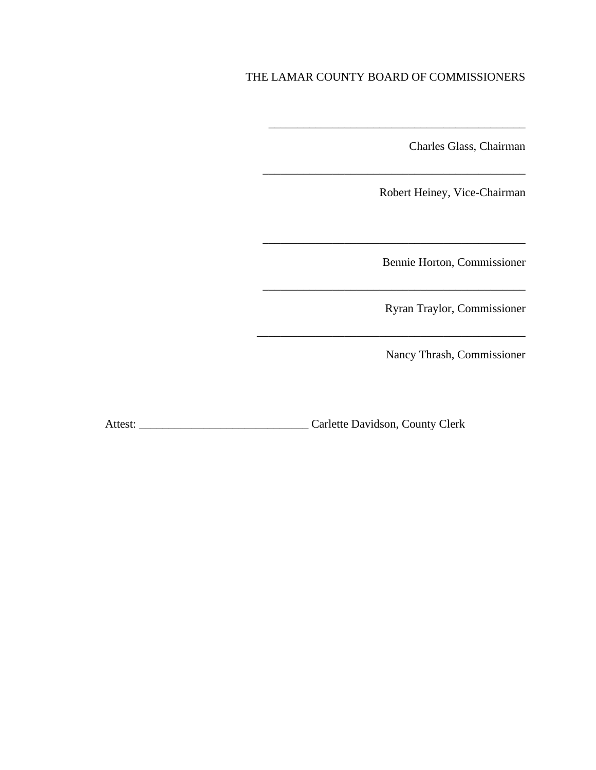THE LAMAR COUNTY BOARD OF COMMISSIONERS

_____________________________________________

Charles Glass, Chairman

_____________________________________________

Robert Heiney, Vice-Chairman

_____________________________________________

Bennie Horton, Commissioner

_____________________________________________

Ryran Traylor, Commissioner

_____________________________________________

Nancy Thrash, Commissioner

Attest: _____________________________ Carlette Davidson, County Clerk